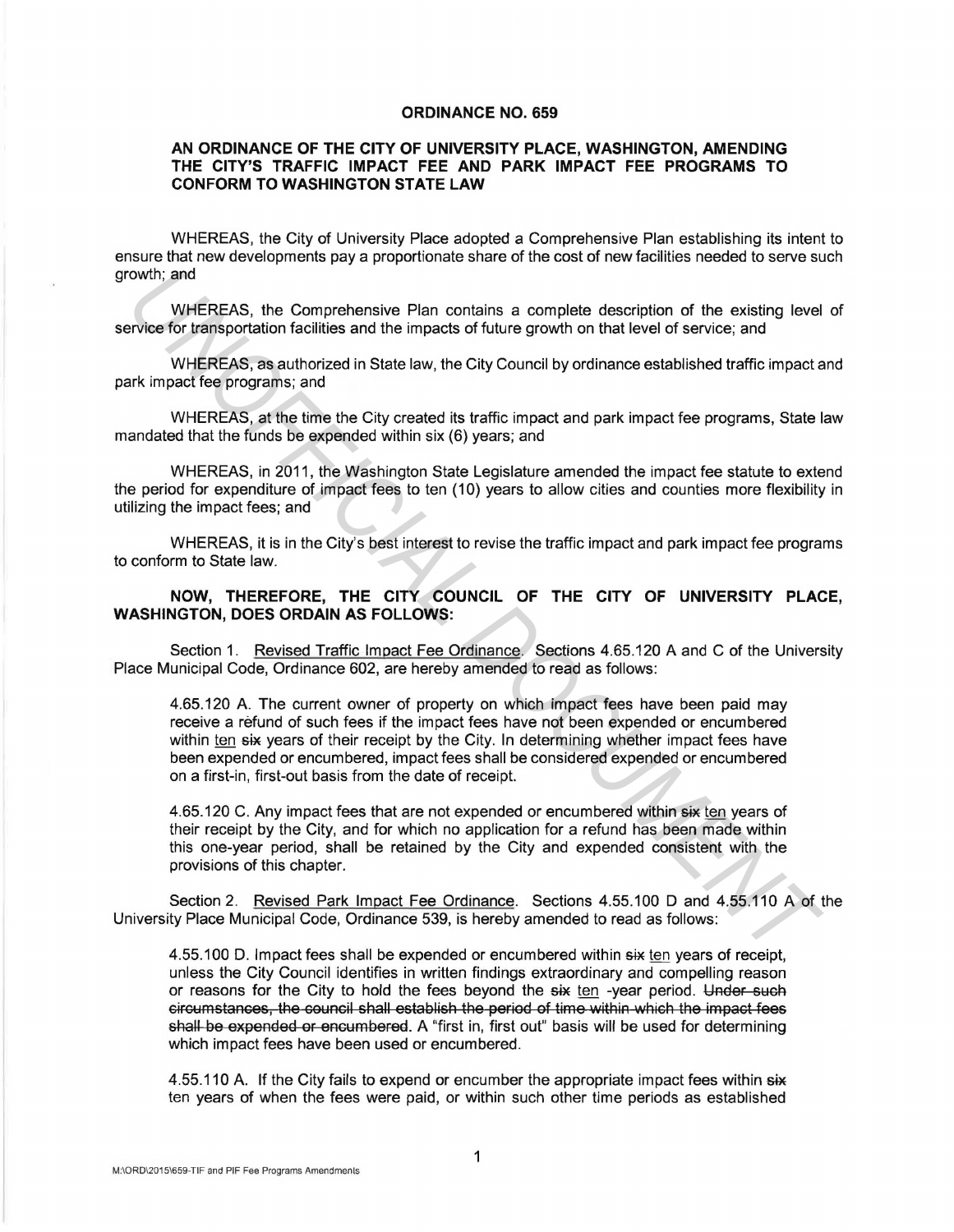**ORDINANCE NO. 659**

**AN ORDINANCE OF THE CITY OF UNIVERSITY PLACE, WASHINGTON, AMENDING THE CITY'S TRAFFIC IMPACT FEE AND PARK IMPACT FEE PROGRAMS TO CONFORM TO WASHINGTON STATE LAW**

WHEREAS, the City of University Place adopted a Comprehensive Plan establishing its intent to ensure that new developments pay a proportionate share of the cost of new facilities needed to serve such growth; and

WHEREAS, the Comprehensive Plan contains a complete description of the existing level of service for transportation facilities and the impacts of future growth on that level of service; and

WHEREAS, as authorized in State law, the City Council by ordinance established traffic impact and park impact fee programs; and

WHEREAS, at the time the City created its traffic impact and park impact fee programs, State law mandated that the funds be expended within six (6) years; and

WHEREAS, in 2011, the Washington State Legislature amended the impact fee statute to extend the period for expenditure of impact fees to ten (10) years to allow cities and counties more flexibility in utilizing the impact fees; and

WHEREAS, it is in the City's best interest to revise the traffic impact and park impact fee programs to conform to State law.

**NOW, THEREFORE, THE CITY COUNCIL OF THE CITY OF UNIVERSITY PLACE, WASHINGTON, DOES ORDAIN AS FOLLOWS:**

Section 1. <u>Revised Traffic Impact Fee Ordinance</u>. Sections 4.65.120 A and C of the University Place Municipal Code, Ordinance 602, are hereby amended to read as follows:

> 4.65.120 A. The current owner of property on which impact fees have been paid may receive a refund of such fees if the impact fees have not been expended or encumbered within <u>ten</u> ~~six~~ years of their receipt by the City. In determining whether impact fees have been expended or encumbered, impact fees shall be considered expended or encumbered on a first-in, first-out basis from the date of receipt.
>
> 4.65.120 C. Any impact fees that are not expended or encumbered within ~~six~~ <u>ten</u> years of their receipt by the City, and for which no application for a refund has been made within this one-year period, shall be retained by the City and expended consistent with the provisions of this chapter.

Section 2. <u>Revised Park Impact Fee Ordinance</u>. Sections 4.55.100 D and 4.55.110 A of the University Place Municipal Code, Ordinance 539, is hereby amended to read as follows:

> 4.55.100 D. Impact fees shall be expended or encumbered within ~~six~~ <u>ten</u> years of receipt, unless the City Council identifies in written findings extraordinary and compelling reason or reasons for the City to hold the fees beyond the ~~six~~ <u>ten</u> -year period. ~~Under such circumstances, the council shall establish the period of time within which the impact fees shall be expended or encumbered.~~ A "first in, first out" basis will be used for determining which impact fees have been used or encumbered.
>
> 4.55.110 A. If the City fails to expend or encumber the appropriate impact fees within ~~six~~ ten years of when the fees were paid, or within such other time periods as established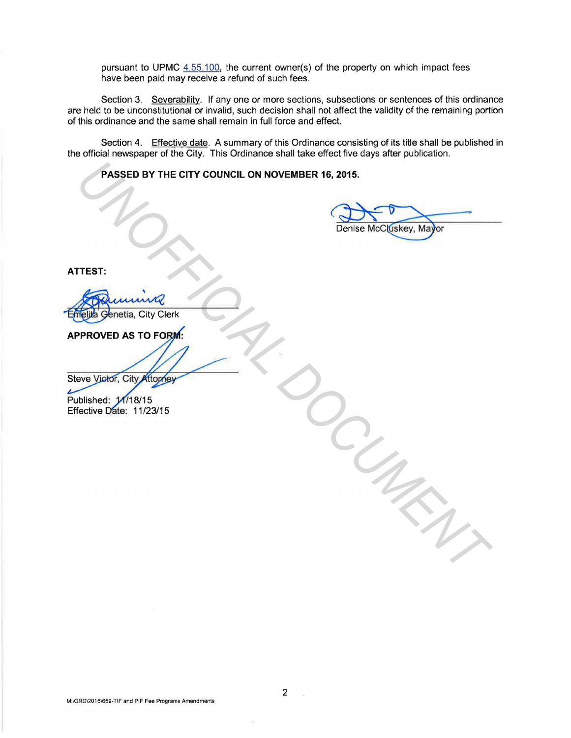pursuant to UPMC 4.55.100, the current owner(s) of the property on which impact fees have been paid may receive a refund of such fees.

Section 3. Severability. If any one or more sections, subsections or sentences of this ordinance are held to be unconstitutional or invalid, such decision shall not affect the validity of the remaining portion of this ordinance and the same shall remain in full force and effect.

Section 4. Effective date. A summary of this Ordinance consisting of its title shall be published in the official newspaper of the City. This Ordinance shall take effect five days after publication.

**PASSED BY THE CITY COUNCIL ON NOVEMBER 16, 2015.**

Denise McCluskey, Mayor

**ATTEST:**

Emelita Genetia, City Clerk

**APPROVED AS TO FORM:**

Steve Victor, City Attorney

Published: 11/18/15
Effective Date: 11/23/15

UNOFFICIAL DOCUMENT

M:\ORD\2015\659-TIF and PIF Fee Programs Amendments